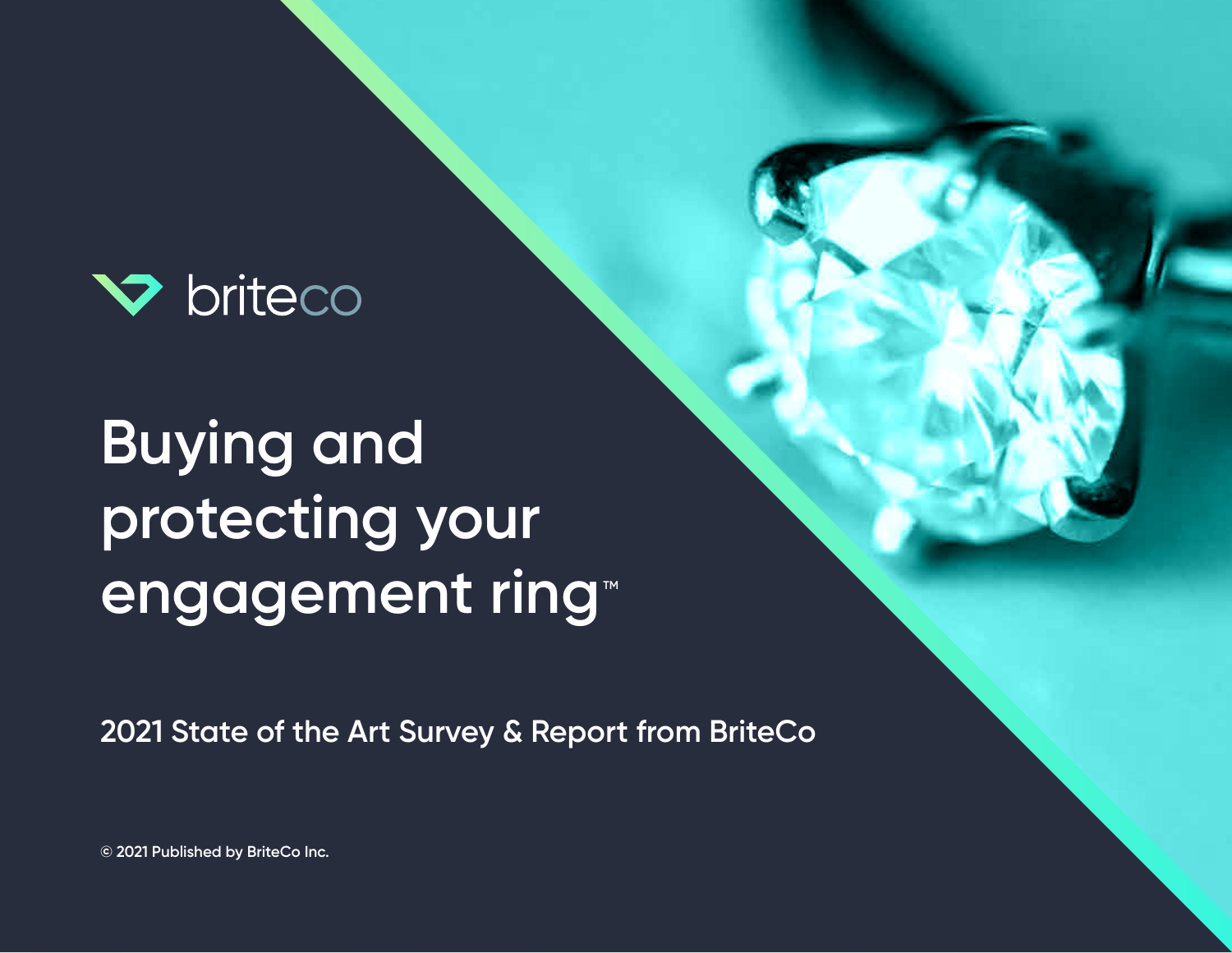briteco

# Buying and protecting your engagement ring™

2021 State of the Art Survey & Report from BriteCo

© 2021 Published by BriteCo Inc.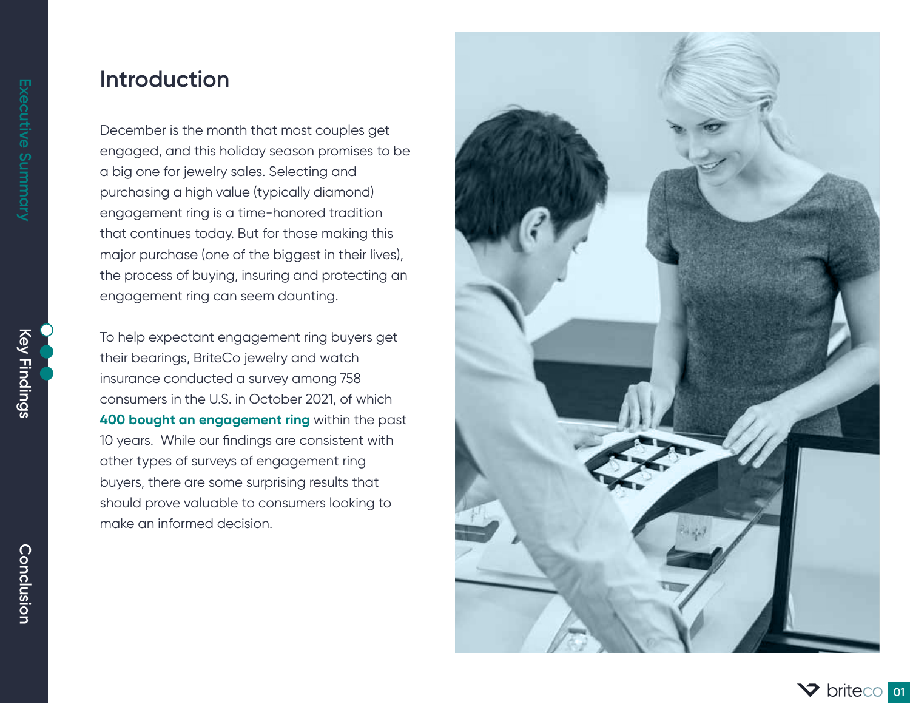# Introduction

December is the month that most couples get engaged, and this holiday season promises to be a big one for jewelry sales. Selecting and purchasing a high value (typically diamond) engagement ring is a time-honored tradition that continues today. But for those making this major purchase (one of the biggest in their lives), the process of buying, insuring and protecting an engagement ring can seem daunting.

To help expectant engagement ring buyers get their bearings, BriteCo jewelry and watch insurance conducted a survey among 758 consumers in the U.S. in October 2021, of which **400 bought an engagement ring** within the past 10 years. While our findings are consistent with other types of surveys of engagement ring buyers, there are some surprising results that should prove valuable to consumers looking to make an informed decision.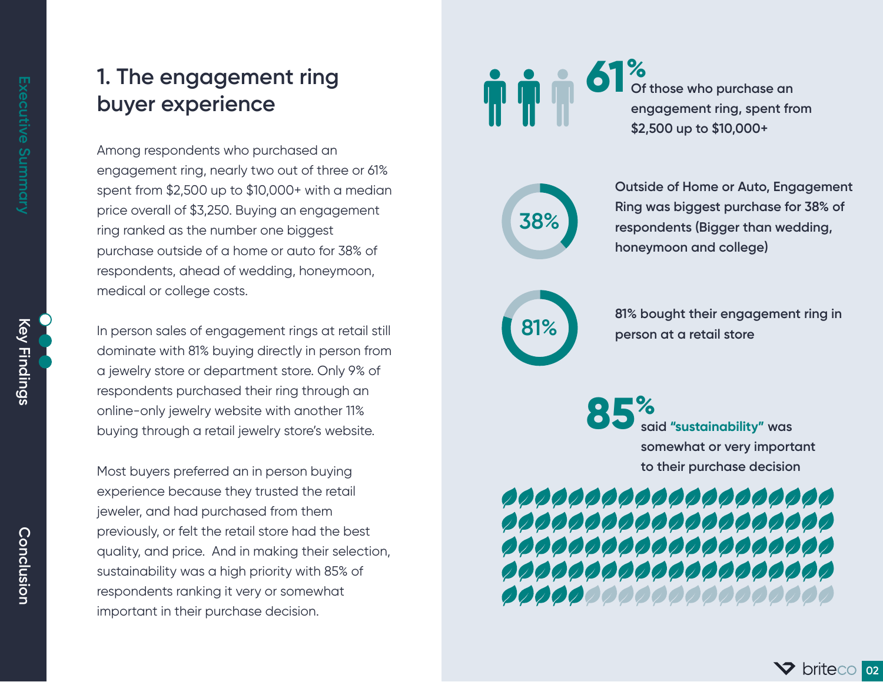## 1. The engagement ring buyer experience

Among respondents who purchased an engagement ring, nearly two out of three or 61% spent from $2,500 up to $10,000+ with a median price overall of $3,250. Buying an engagement ring ranked as the number one biggest purchase outside of a home or auto for 38% of respondents, ahead of wedding, honeymoon, medical or college costs.

In person sales of engagement rings at retail still dominate with 81% buying directly in person from a jewelry store or department store. Only 9% of respondents purchased their ring through an online-only jewelry website with another 11% buying through a retail jewelry store's website.

Most buyers preferred an in person buying experience because they trusted the retail jeweler, and had purchased from them previously, or felt the retail store had the best quality, and price. And in making their selection, sustainability was a high priority with 85% of respondents ranking it very or somewhat important in their purchase decision.

**61%** Of those who purchase an engagement ring, spent from $2,500 up to $10,000+

**38%** Outside of Home or Auto, Engagement Ring was biggest purchase for 38% of respondents (Bigger than wedding, honeymoon and college)

**81%** 81% bought their engagement ring in person at a retail store

**85%** said **"sustainability"** was somewhat or very important to their purchase decision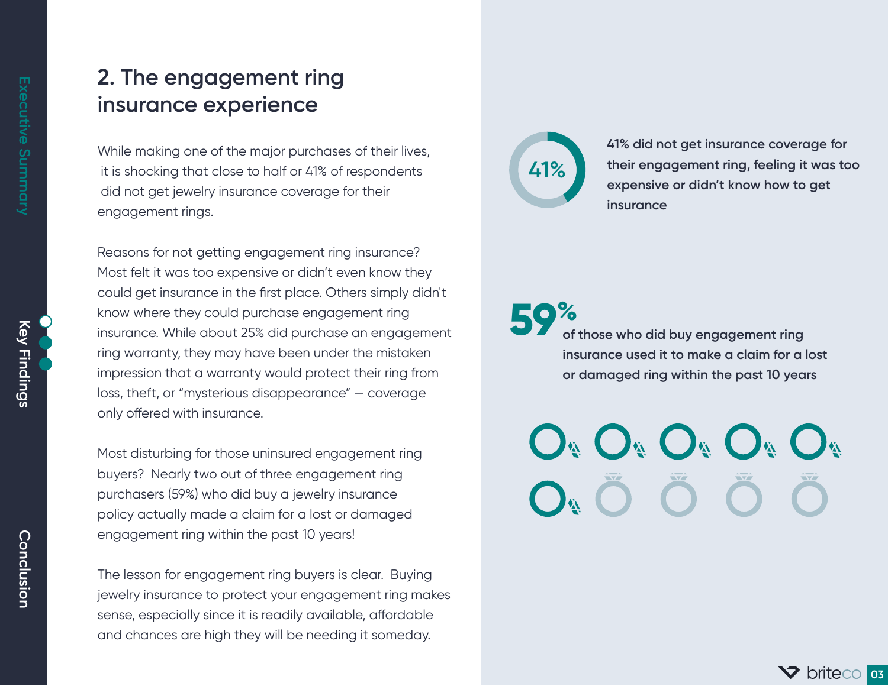## 2. The engagement ring insurance experience

While making one of the major purchases of their lives, it is shocking that close to half or 41% of respondents did not get jewelry insurance coverage for their engagement rings.

Reasons for not getting engagement ring insurance? Most felt it was too expensive or didn't even know they could get insurance in the first place. Others simply didn't know where they could purchase engagement ring insurance. While about 25% did purchase an engagement ring warranty, they may have been under the mistaken impression that a warranty would protect their ring from loss, theft, or "mysterious disappearance" — coverage only offered with insurance.

Most disturbing for those uninsured engagement ring buyers? Nearly two out of three engagement ring purchasers (59%) who did buy a jewelry insurance policy actually made a claim for a lost or damaged engagement ring within the past 10 years!

The lesson for engagement ring buyers is clear. Buying jewelry insurance to protect your engagement ring makes sense, especially since it is readily available, affordable and chances are high they will be needing it someday.

**41%**

**41% did not get insurance coverage for their engagement ring, feeling it was too expensive or didn't know how to get insurance**

**59%** **of those who did buy engagement ring insurance used it to make a claim for a lost or damaged ring within the past 10 years**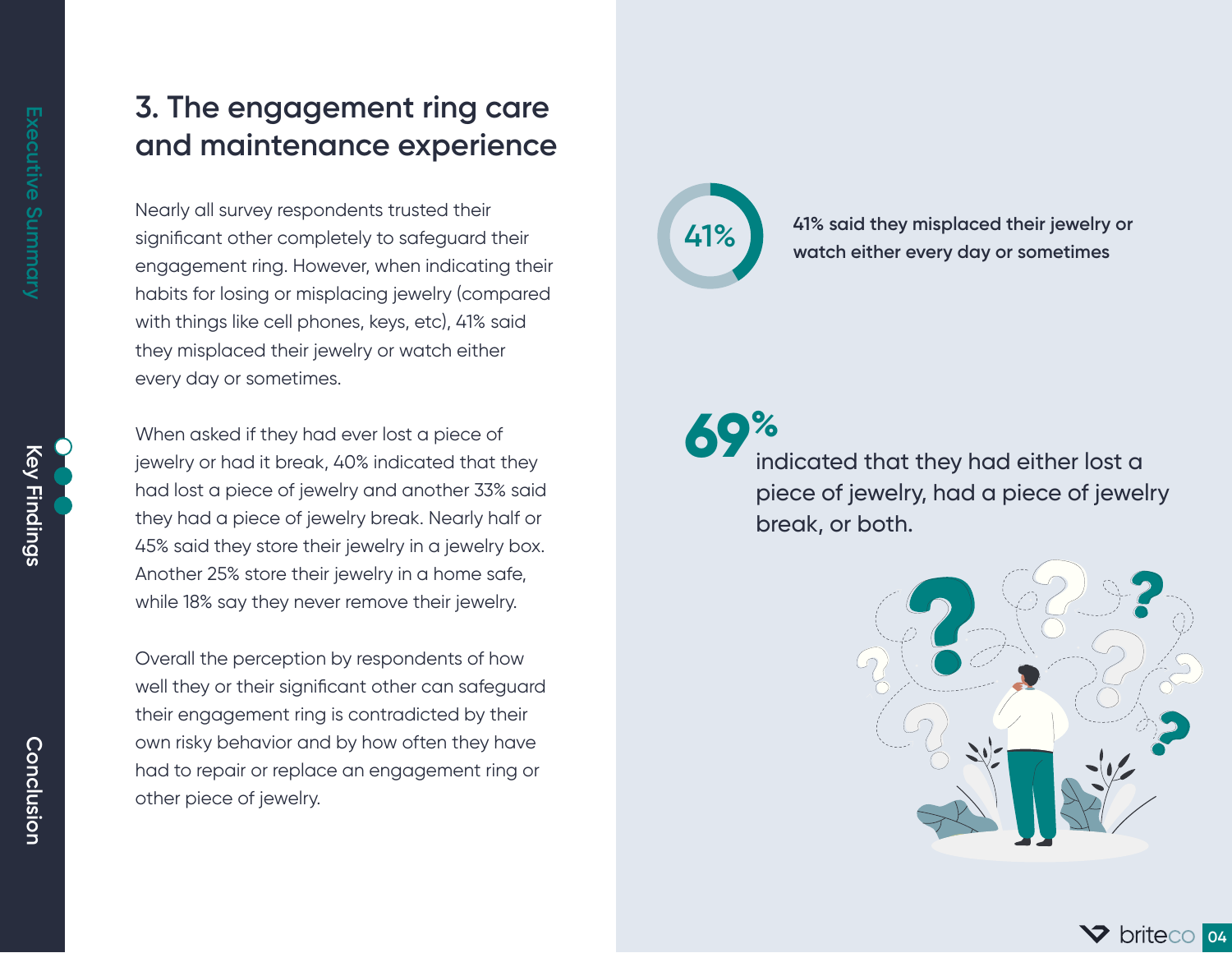## 3. The engagement ring care and maintenance experience

Nearly all survey respondents trusted their significant other completely to safeguard their engagement ring. However, when indicating their habits for losing or misplacing jewelry (compared with things like cell phones, keys, etc), 41% said they misplaced their jewelry or watch either every day or sometimes.

When asked if they had ever lost a piece of jewelry or had it break, 40% indicated that they had lost a piece of jewelry and another 33% said they had a piece of jewelry break. Nearly half or 45% said they store their jewelry in a jewelry box. Another 25% store their jewelry in a home safe, while 18% say they never remove their jewelry.

Overall the perception by respondents of how well they or their significant other can safeguard their engagement ring is contradicted by their own risky behavior and by how often they have had to repair or replace an engagement ring or other piece of jewelry.

**41%**

**41% said they misplaced their jewelry or watch either every day or sometimes**

**69%**

indicated that they had either lost a piece of jewelry, had a piece of jewelry break, or both.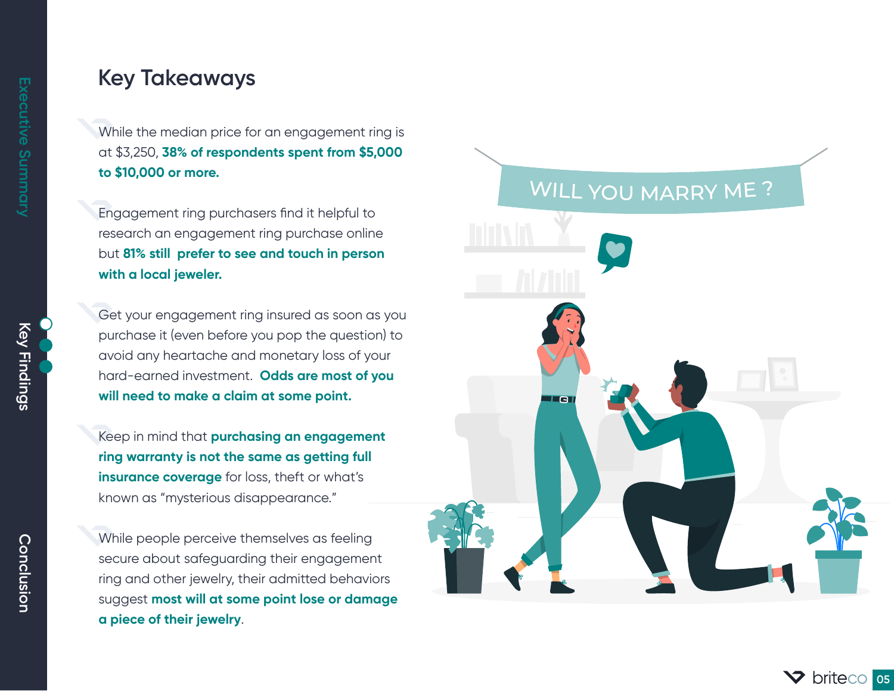# Key Takeaways

- While the median price for an engagement ring is at $3,250, **38% of respondents spent from $5,000 to $10,000 or more.**

- Engagement ring purchasers find it helpful to research an engagement ring purchase online but **81% still prefer to see and touch in person with a local jeweler.**

- Get your engagement ring insured as soon as you purchase it (even before you pop the question) to avoid any heartache and monetary loss of your hard-earned investment. **Odds are most of you will need to make a claim at some point.**

- Keep in mind that **purchasing an engagement ring warranty is not the same as getting full insurance coverage** for loss, theft or what's known as "mysterious disappearance."

- While people perceive themselves as feeling secure about safeguarding their engagement ring and other jewelry, their admitted behaviors suggest **most will at some point lose or damage a piece of their jewelry**.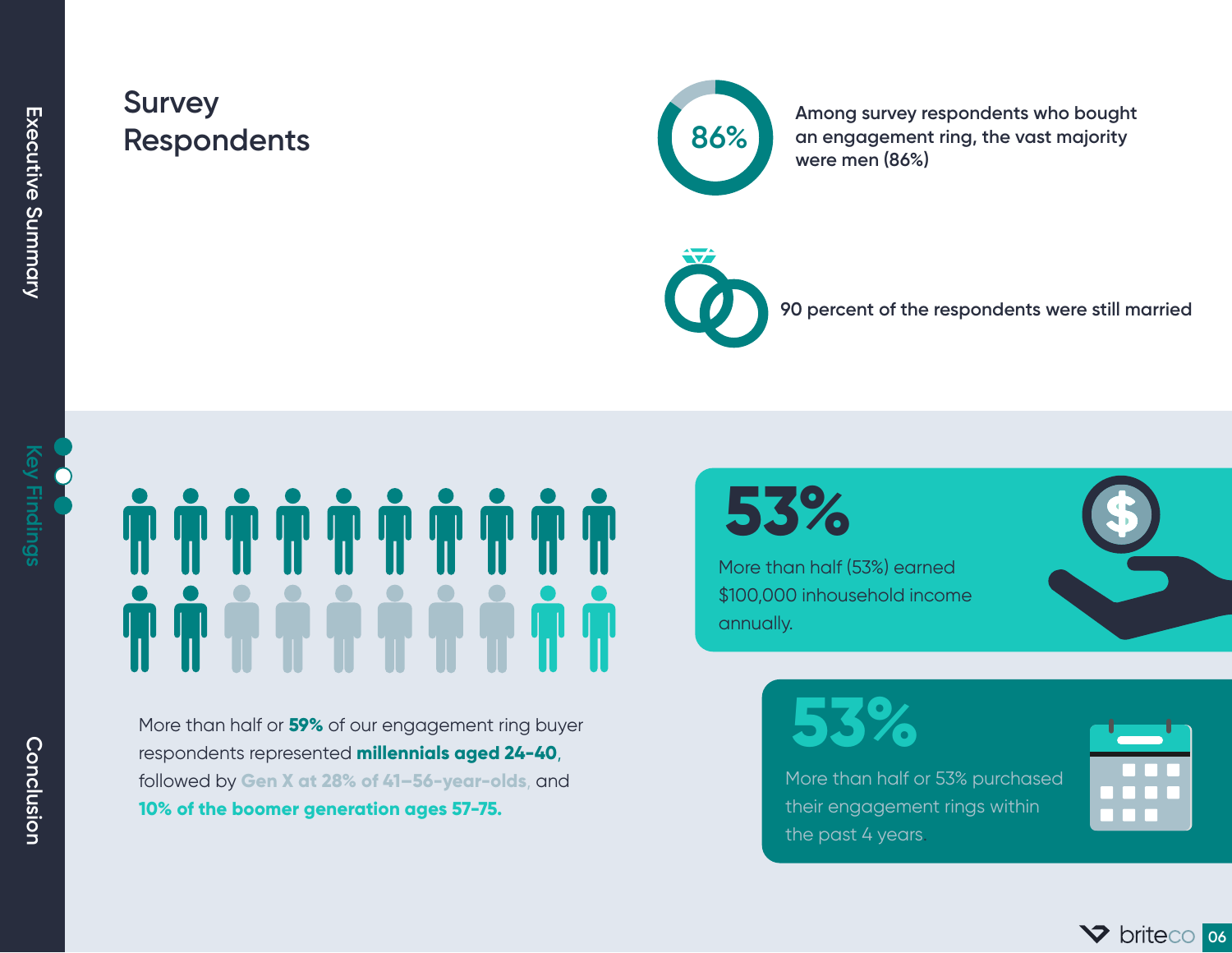## Survey Respondents

86%

Among survey respondents who bought an engagement ring, the vast majority were men (86%)

90 percent of the respondents were still married

More than half or **59%** of our engagement ring buyer respondents represented **millennials aged 24-40**, followed by **Gen X at 28% of 41–56-year-olds**, and **10% of the boomer generation ages 57-75.**

**53%**

More than half (53%) earned $100,000 inhousehold income annually.

**53%**

More than half or 53% purchased their engagement rings within the past 4 years.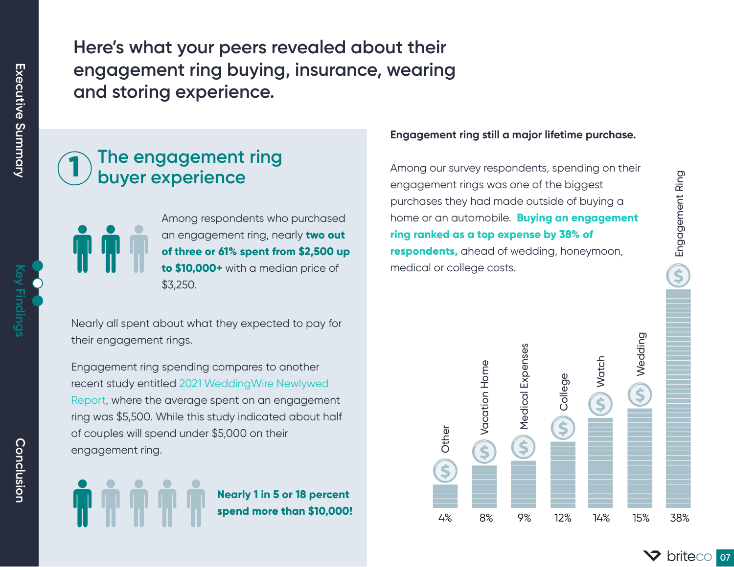# Here's what your peers revealed about their engagement ring buying, insurance, wearing and storing experience.

## 1 The engagement ring buyer experience

Among respondents who purchased an engagement ring, nearly **two out of three or 61% spent from $2,500 up to $10,000+** with a median price of $3,250.

Nearly all spent about what they expected to pay for their engagement rings.

Engagement ring spending compares to another recent study entitled 2021 WeddingWire Newlywed Report, where the average spent on an engagement ring was $5,500. While this study indicated about half of couples will spend under $5,000 on their engagement ring.

**Nearly 1 in 5 or 18 percent spend more than $10,000!**

**Engagement ring still a major lifetime purchase.**

Among our survey respondents, spending on their engagement rings was one of the biggest purchases they had made outside of buying a home or an automobile. **Buying an engagement ring ranked as a top expense by 38% of respondents,** ahead of wedding, honeymoon, medical or college costs.

| Category | Percent |
|---|---|
| Other | 4% |
| Vacation Home | 8% |
| Medical Expenses | 9% |
| College | 12% |
| Watch | 14% |
| Wedding | 15% |
| Engagement Ring | 38% |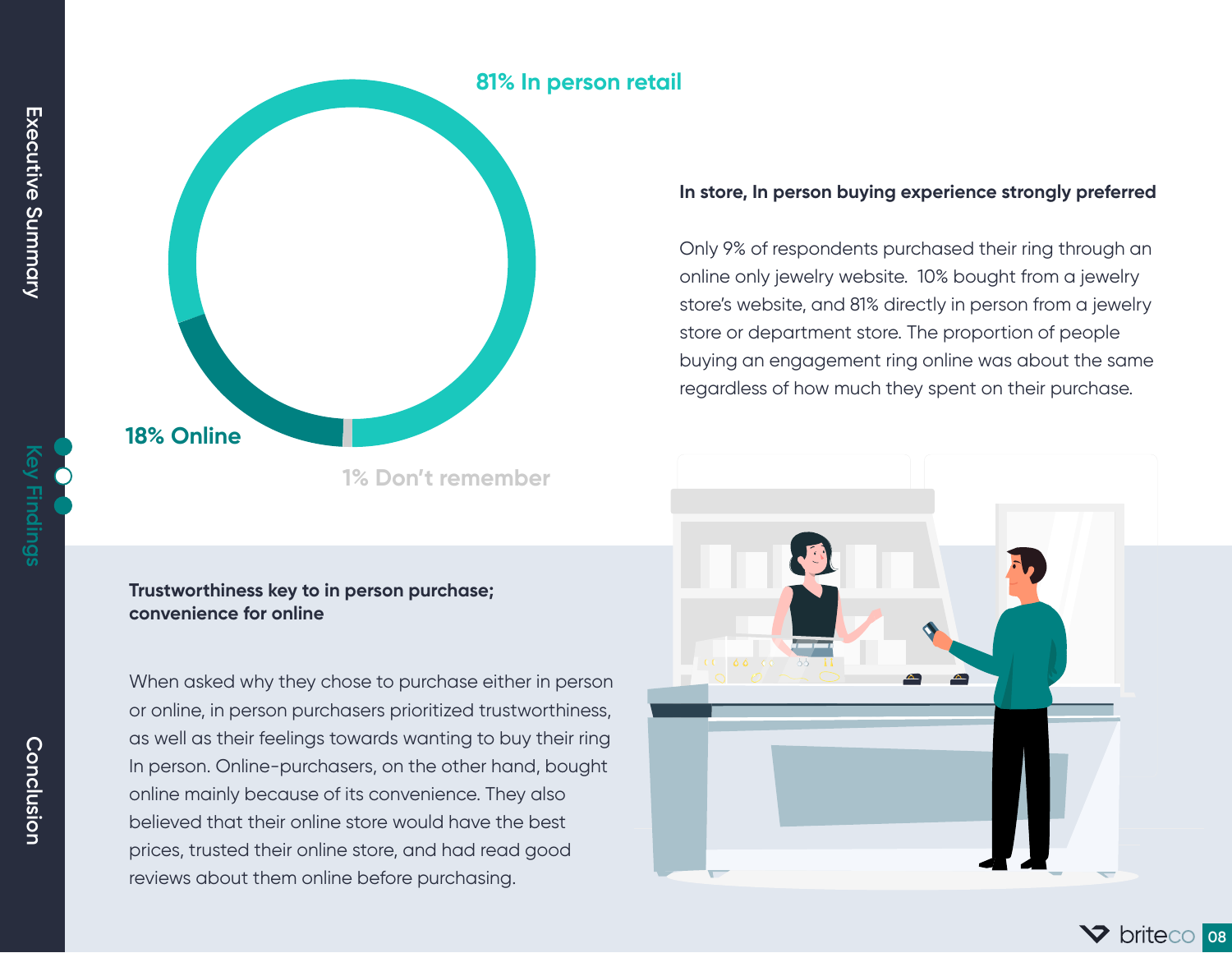81% In person retail

18% Online

1% Don't remember

**In store, In person buying experience strongly preferred**

Only 9% of respondents purchased their ring through an online only jewelry website. 10% bought from a jewelry store's website, and 81% directly in person from a jewelry store or department store. The proportion of people buying an engagement ring online was about the same regardless of how much they spent on their purchase.

**Trustworthiness key to in person purchase; convenience for online**

When asked why they chose to purchase either in person or online, in person purchasers prioritized trustworthiness, as well as their feelings towards wanting to buy their ring In person. Online-purchasers, on the other hand, bought online mainly because of its convenience. They also believed that their online store would have the best prices, trusted their online store, and had read good reviews about them online before purchasing.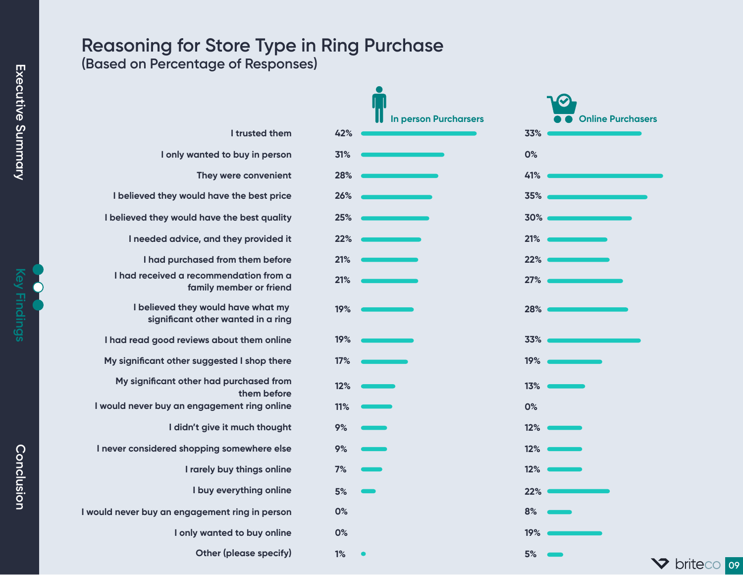# Reasoning for Store Type in Ring Purchase

(Based on Percentage of Responses)

| Reason | In person Purcharsers | Online Purchasers |
|---|---|---|
| I trusted them | 42% | 33% |
| I only wanted to buy in person | 31% | 0% |
| They were convenient | 28% | 41% |
| I believed they would have the best price | 26% | 35% |
| I believed they would have the best quality | 25% | 30% |
| I needed advice, and they provided it | 22% | 21% |
| I had purchased from them before | 21% | 22% |
| I had received a recommendation from a family member or friend | 21% | 27% |
| I believed they would have what my significant other wanted in a ring | 19% | 28% |
| I had read good reviews about them online | 19% | 33% |
| My significant other suggested I shop there | 17% | 19% |
| My significant other had purchased from them before | 12% | 13% |
| I would never buy an engagement ring online | 11% | 0% |
| I didn't give it much thought | 9% | 12% |
| I never considered shopping somewhere else | 9% | 12% |
| I rarely buy things online | 7% | 12% |
| I buy everything online | 5% | 22% |
| I would never buy an engagement ring in person | 0% | 8% |
| I only wanted to buy online | 0% | 19% |
| Other (please specify) | 1% | 5% |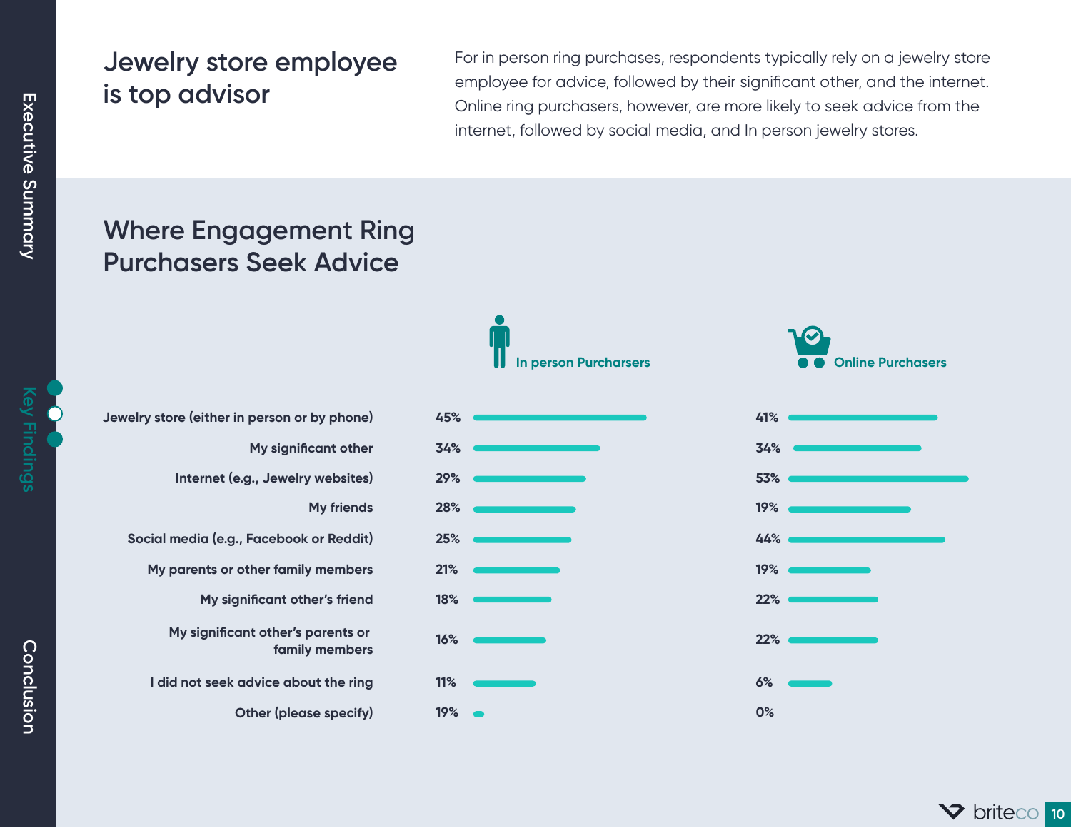## Jewelry store employee is top advisor

For in person ring purchases, respondents typically rely on a jewelry store employee for advice, followed by their significant other, and the internet. Online ring purchasers, however, are more likely to seek advice from the internet, followed by social media, and In person jewelry stores.

## Where Engagement Ring Purchasers Seek Advice

| | In person Purcharsers | Online Purchasers |
|---|---|---|
| Jewelry store (either in person or by phone) | 45% | 41% |
| My significant other | 34% | 34% |
| Internet (e.g., Jewelry websites) | 29% | 53% |
| My friends | 28% | 19% |
| Social media (e.g., Facebook or Reddit) | 25% | 44% |
| My parents or other family members | 21% | 19% |
| My significant other's friend | 18% | 22% |
| My significant other's parents or family members | 16% | 22% |
| I did not seek advice about the ring | 11% | 6% |
| Other (please specify) | 19% | 0% |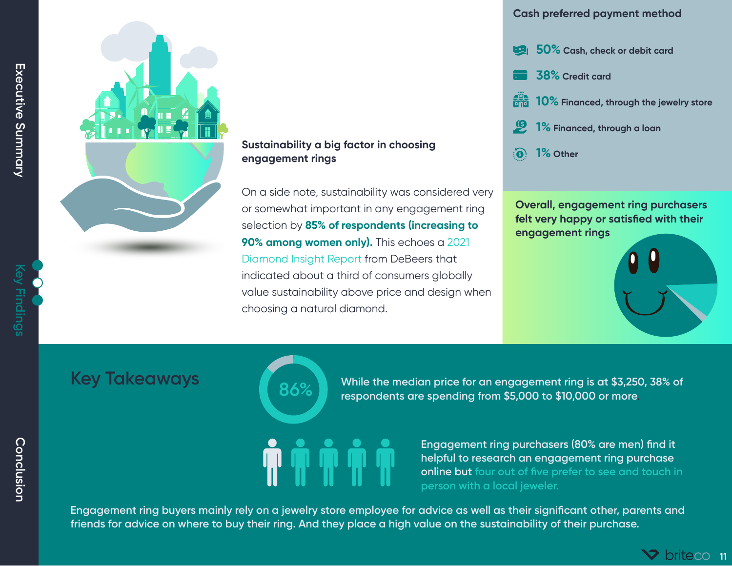## Sustainability a big factor in choosing engagement rings

On a side note, sustainability was considered very or somewhat important in any engagement ring selection by **85% of respondents (increasing to 90% among women only).** This echoes a 2021 Diamond Insight Report from DeBeers that indicated about a third of consumers globally value sustainability above price and design when choosing a natural diamond.

## Cash preferred payment method

- **50%** Cash, check or debit card
- **38%** Credit card
- **10%** Financed, through the jewelry store
- **1%** Financed, through a loan
- **1%** Other

**Overall, engagement ring purchasers felt very happy or satisfied with their engagement rings**

## Key Takeaways

86%

While the median price for an engagement ring is at $3,250, 38% of respondents are spending from $5,000 to $10,000 or more.

Engagement ring purchasers (80% are men) find it helpful to research an engagement ring purchase online but four out of five prefer to see and touch in person with a local jeweler.

Engagement ring buyers mainly rely on a jewelry store employee for advice as well as their significant other, parents and friends for advice on where to buy their ring. And they place a high value on the sustainability of their purchase.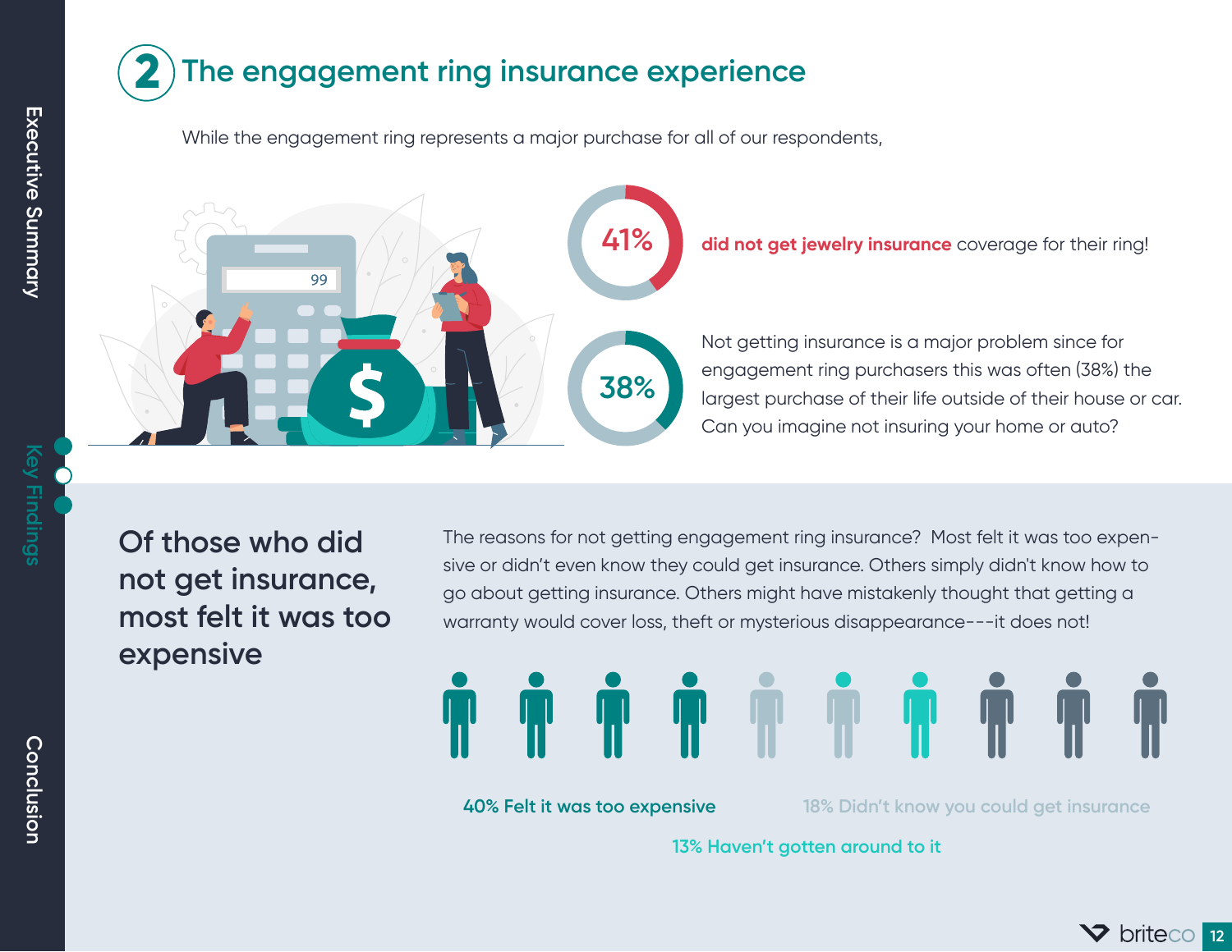## 2 The engagement ring insurance experience

While the engagement ring represents a major purchase for all of our respondents,

**41%** **did not get jewelry insurance** coverage for their ring!

**38%** Not getting insurance is a major problem since for engagement ring purchasers this was often (38%) the largest purchase of their life outside of their house or car. Can you imagine not insuring your home or auto?

### Of those who did not get insurance, most felt it was too expensive

The reasons for not getting engagement ring insurance? Most felt it was too expensive or didn't even know they could get insurance. Others simply didn't know how to go about getting insurance. Others might have mistakenly thought that getting a warranty would cover loss, theft or mysterious disappearance---it does not!

40% Felt it was too expensive

18% Didn't know you could get insurance

13% Haven't gotten around to it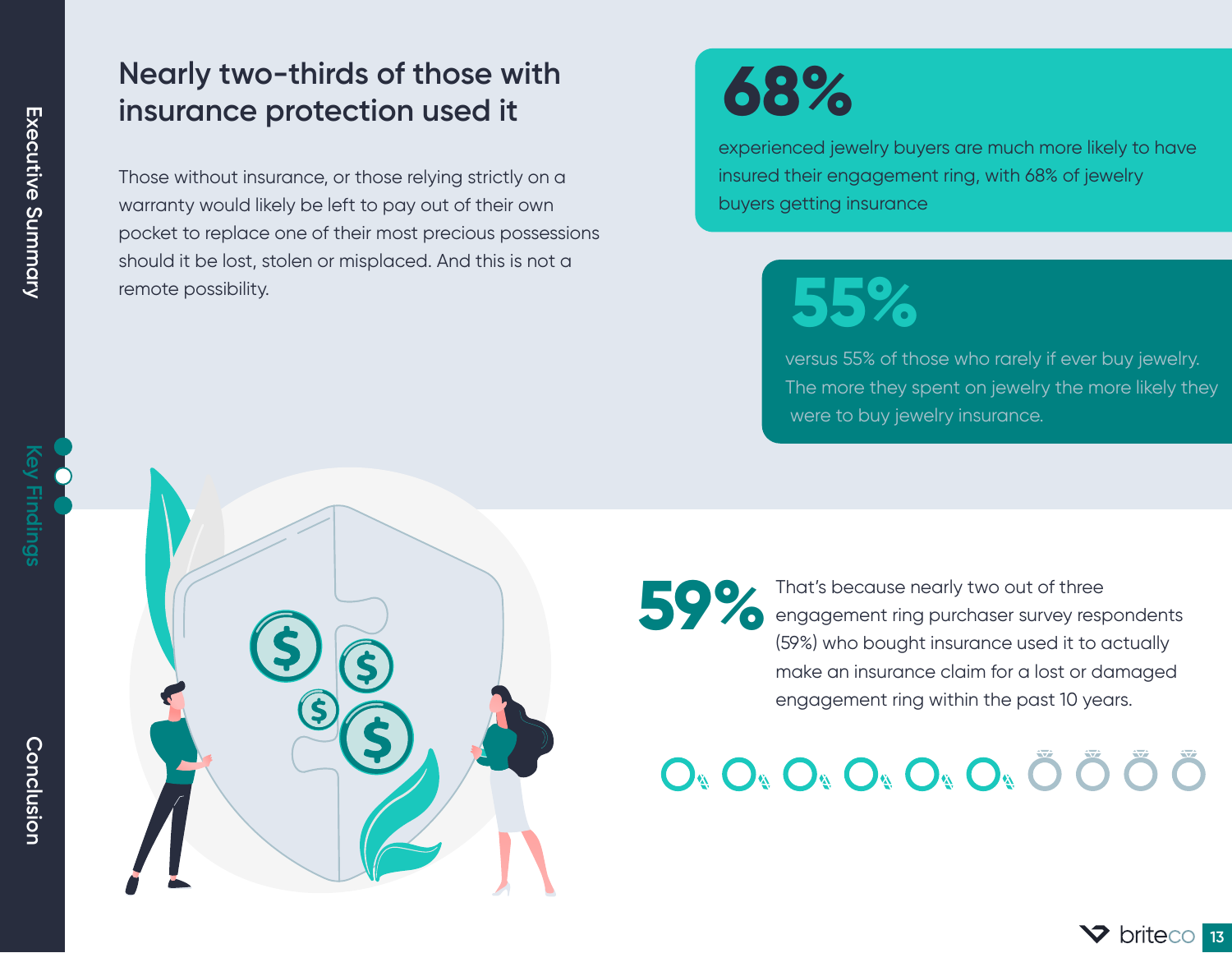## Nearly two-thirds of those with insurance protection used it

Those without insurance, or those relying strictly on a warranty would likely be left to pay out of their own pocket to replace one of their most precious possessions should it be lost, stolen or misplaced. And this is not a remote possibility.

**68%**

experienced jewelry buyers are much more likely to have insured their engagement ring, with 68% of jewelry buyers getting insurance

**55%**

versus 55% of those who rarely if ever buy jewelry. The more they spent on jewelry the more likely they were to buy jewelry insurance.

**59%**

That's because nearly two out of three engagement ring purchaser survey respondents (59%) who bought insurance used it to actually make an insurance claim for a lost or damaged engagement ring within the past 10 years.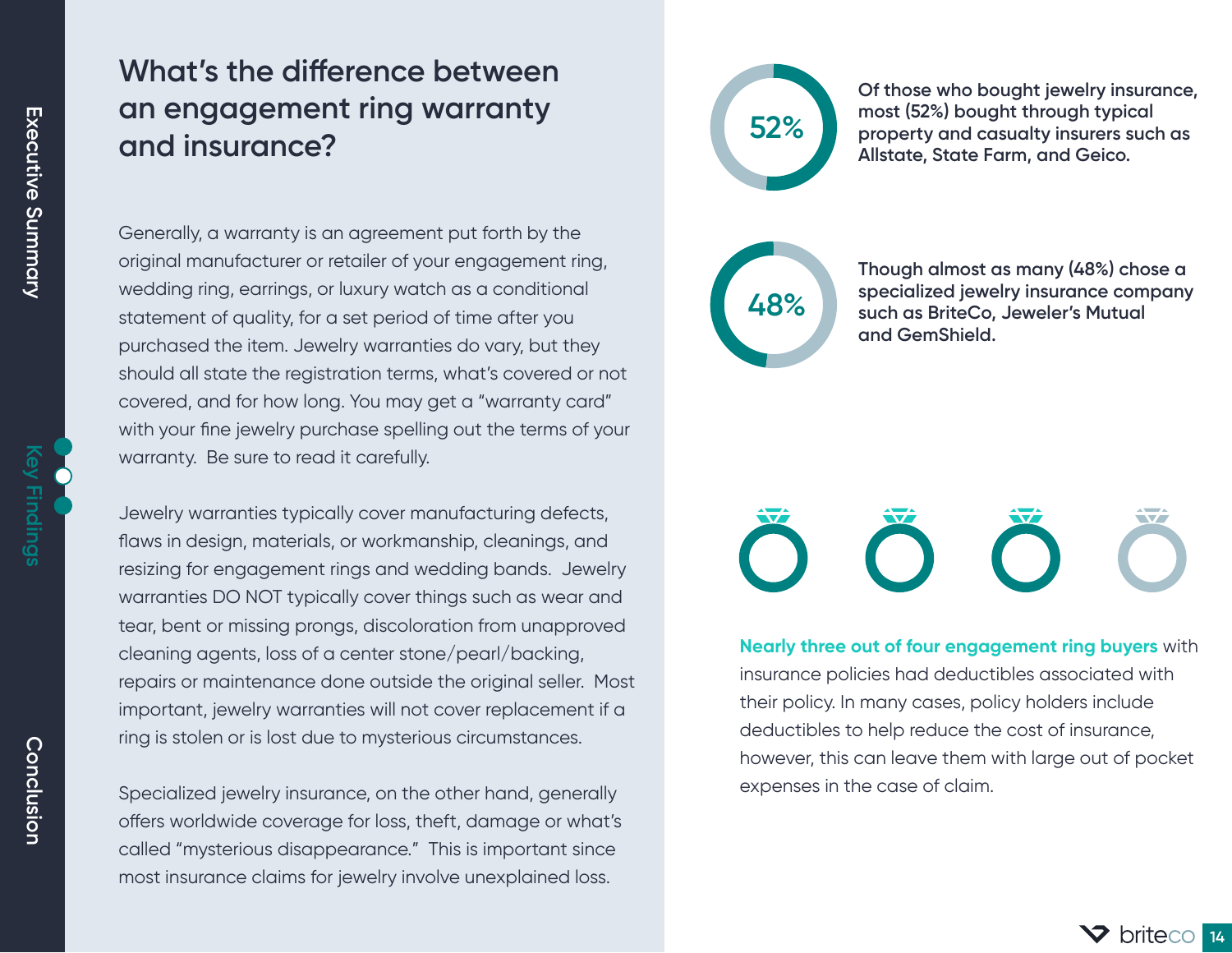# What's the difference between an engagement ring warranty and insurance?

Generally, a warranty is an agreement put forth by the original manufacturer or retailer of your engagement ring, wedding ring, earrings, or luxury watch as a conditional statement of quality, for a set period of time after you purchased the item. Jewelry warranties do vary, but they should all state the registration terms, what's covered or not covered, and for how long. You may get a "warranty card" with your fine jewelry purchase spelling out the terms of your warranty. Be sure to read it carefully.

Jewelry warranties typically cover manufacturing defects, flaws in design, materials, or workmanship, cleanings, and resizing for engagement rings and wedding bands. Jewelry warranties DO NOT typically cover things such as wear and tear, bent or missing prongs, discoloration from unapproved cleaning agents, loss of a center stone/pearl/backing, repairs or maintenance done outside the original seller. Most important, jewelry warranties will not cover replacement if a ring is stolen or is lost due to mysterious circumstances.

Specialized jewelry insurance, on the other hand, generally offers worldwide coverage for loss, theft, damage or what's called "mysterious disappearance." This is important since most insurance claims for jewelry involve unexplained loss.

**52%** — **Of those who bought jewelry insurance, most (52%) bought through typical property and casualty insurers such as Allstate, State Farm, and Geico.**

**48%** — **Though almost as many (48%) chose a specialized jewelry insurance company such as BriteCo, Jeweler's Mutual and GemShield.**

**Nearly three out of four engagement ring buyers** with insurance policies had deductibles associated with their policy. In many cases, policy holders include deductibles to help reduce the cost of insurance, however, this can leave them with large out of pocket expenses in the case of claim.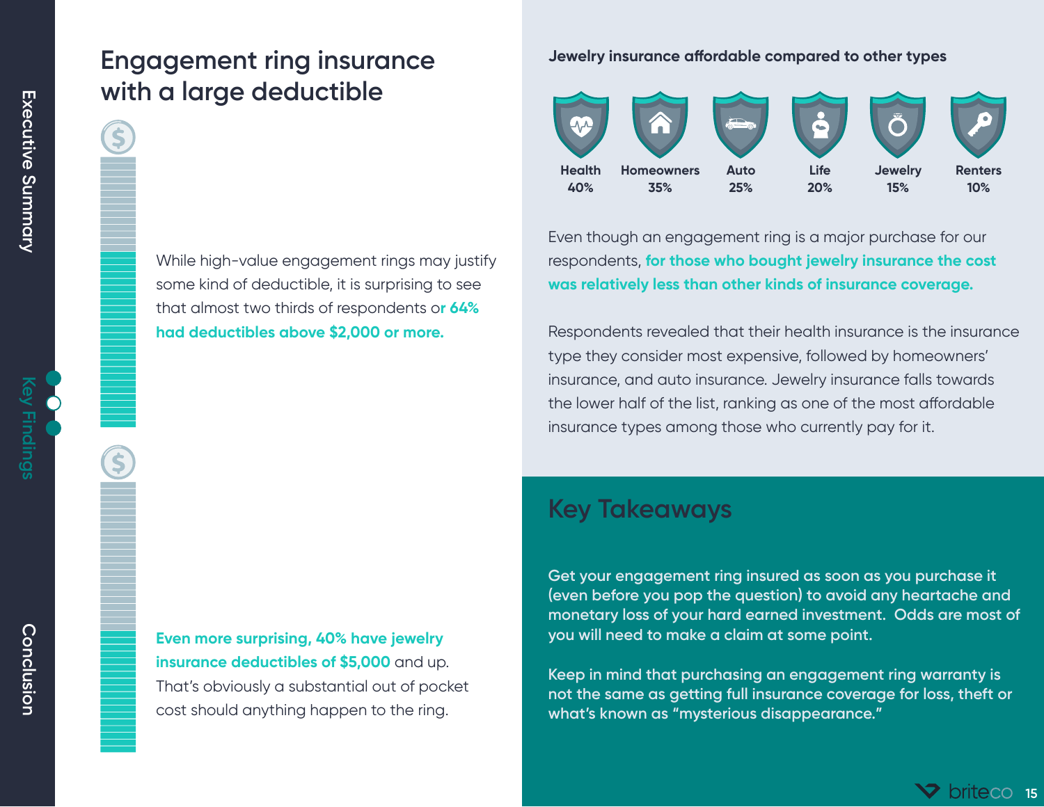## Engagement ring insurance with a large deductible

While high-value engagement rings may justify some kind of deductible, it is surprising to see that almost two thirds of respondents or **64% had deductibles above $2,000 or more.**

**Even more surprising, 40% have jewelry insurance deductibles of $5,000** and up. That's obviously a substantial out of pocket cost should anything happen to the ring.

### Jewelry insurance affordable compared to other types

| Health | Homeowners | Auto | Life | Jewelry | Renters |
|---|---|---|---|---|---|
| 40% | 35% | 25% | 20% | 15% | 10% |

Even though an engagement ring is a major purchase for our respondents, **for those who bought jewelry insurance the cost was relatively less than other kinds of insurance coverage.**

Respondents revealed that their health insurance is the insurance type they consider most expensive, followed by homeowners' insurance, and auto insurance. Jewelry insurance falls towards the lower half of the list, ranking as one of the most affordable insurance types among those who currently pay for it.

## Key Takeaways

Get your engagement ring insured as soon as you purchase it (even before you pop the question) to avoid any heartache and monetary loss of your hard earned investment. Odds are most of you will need to make a claim at some point.

Keep in mind that purchasing an engagement ring warranty is not the same as getting full insurance coverage for loss, theft or what's known as "mysterious disappearance."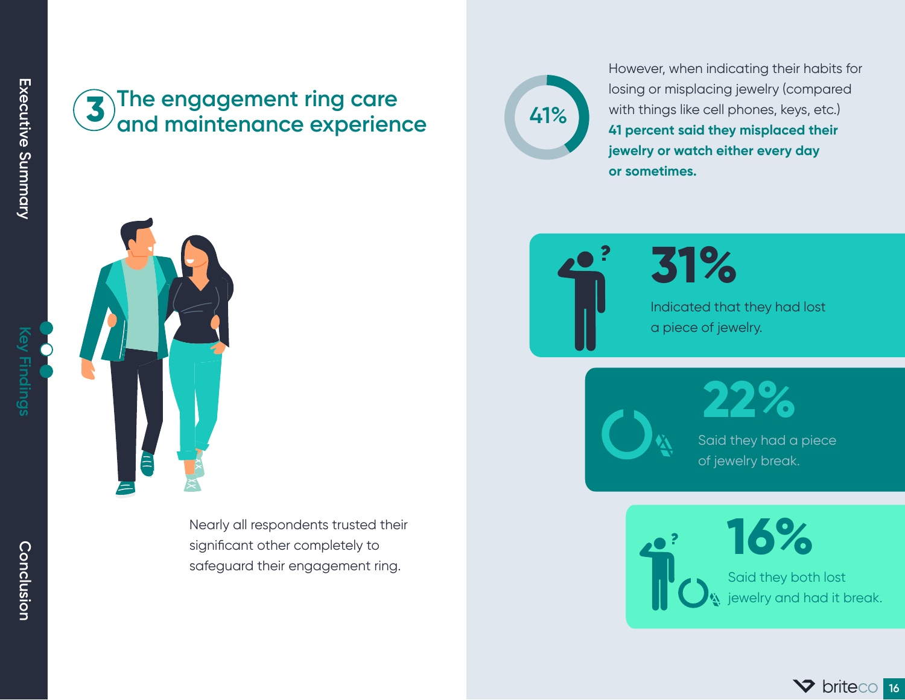## 3 The engagement ring care and maintenance experience

Nearly all respondents trusted their significant other completely to safeguard their engagement ring.

41%

However, when indicating their habits for losing or misplacing jewelry (compared with things like cell phones, keys, etc.) **41 percent said they misplaced their jewelry or watch either every day or sometimes.**

**31%**

Indicated that they had lost a piece of jewelry.

**22%**

Said they had a piece of jewelry break.

**16%**

Said they both lost jewelry and had it break.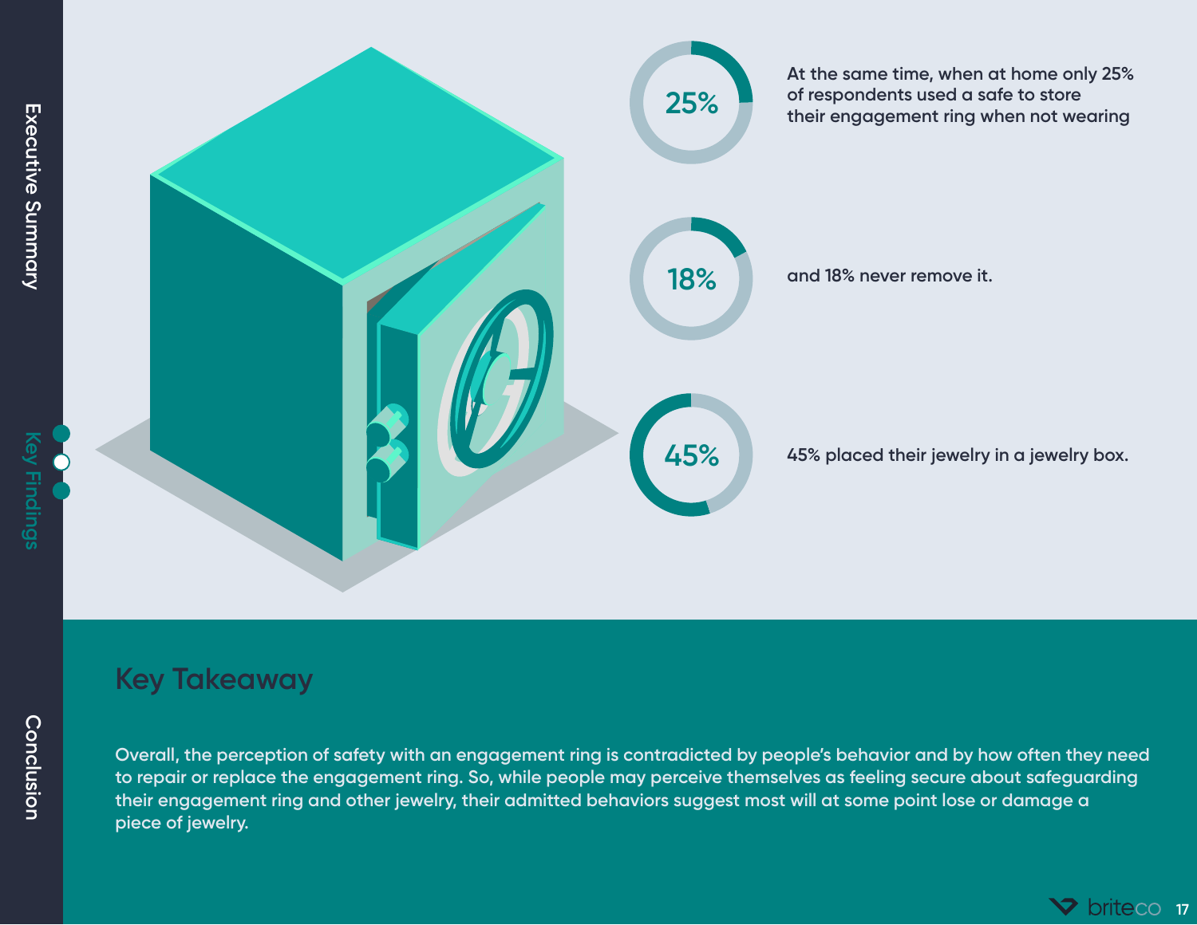25%

At the same time, when at home only 25% of respondents used a safe to store their engagement ring when not wearing

18%

and 18% never remove it.

45%

45% placed their jewelry in a jewelry box.

## Key Takeaway

Overall, the perception of safety with an engagement ring is contradicted by people's behavior and by how often they need to repair or replace the engagement ring. So, while people may perceive themselves as feeling secure about safeguarding their engagement ring and other jewelry, their admitted behaviors suggest most will at some point lose or damage a piece of jewelry.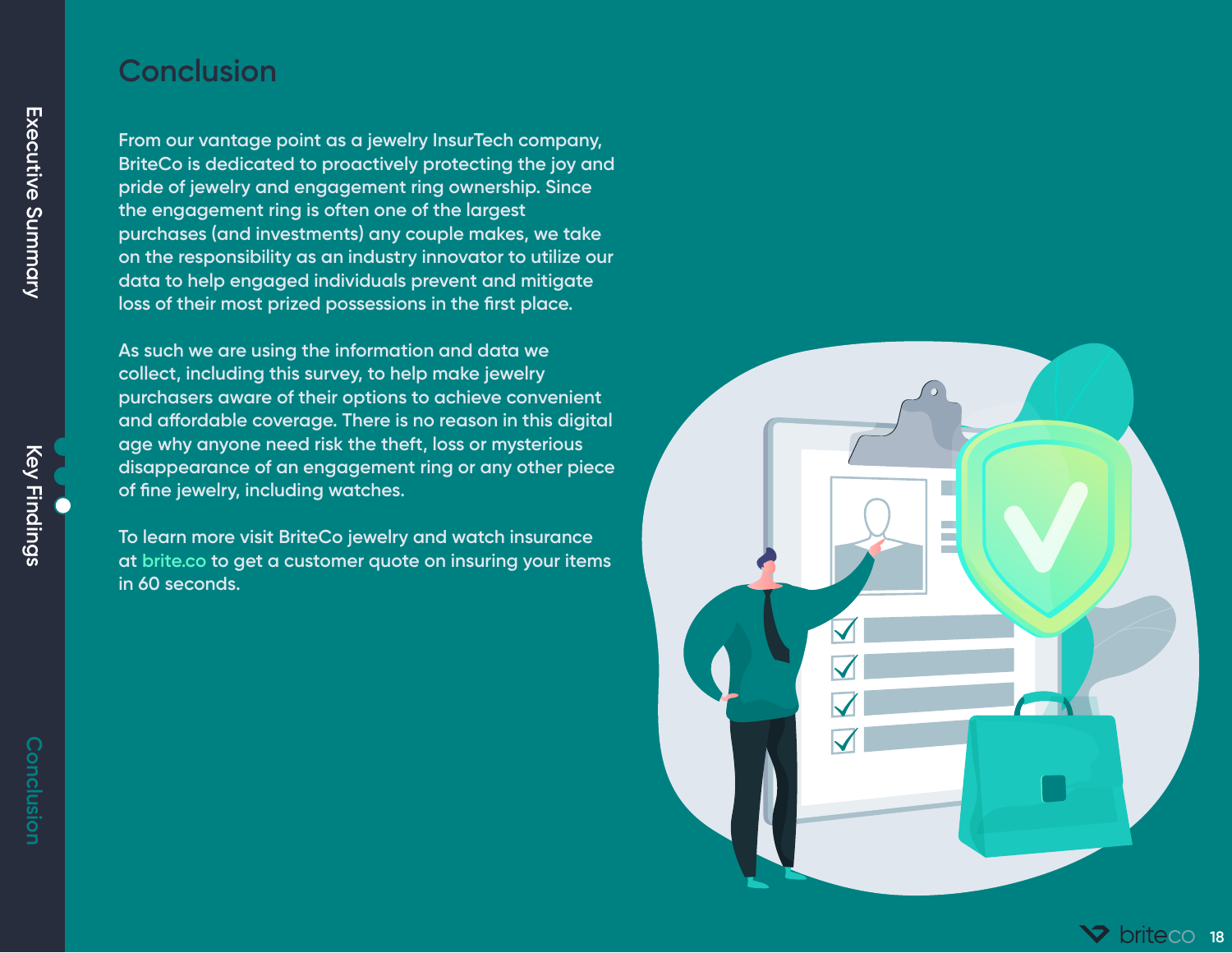# Conclusion

From our vantage point as a jewelry InsurTech company, BriteCo is dedicated to proactively protecting the joy and pride of jewelry and engagement ring ownership. Since the engagement ring is often one of the largest purchases (and investments) any couple makes, we take on the responsibility as an industry innovator to utilize our data to help engaged individuals prevent and mitigate loss of their most prized possessions in the first place.

As such we are using the information and data we collect, including this survey, to help make jewelry purchasers aware of their options to achieve convenient and affordable coverage. There is no reason in this digital age why anyone need risk the theft, loss or mysterious disappearance of an engagement ring or any other piece of fine jewelry, including watches.

To learn more visit BriteCo jewelry and watch insurance at brite.co to get a customer quote on insuring your items in 60 seconds.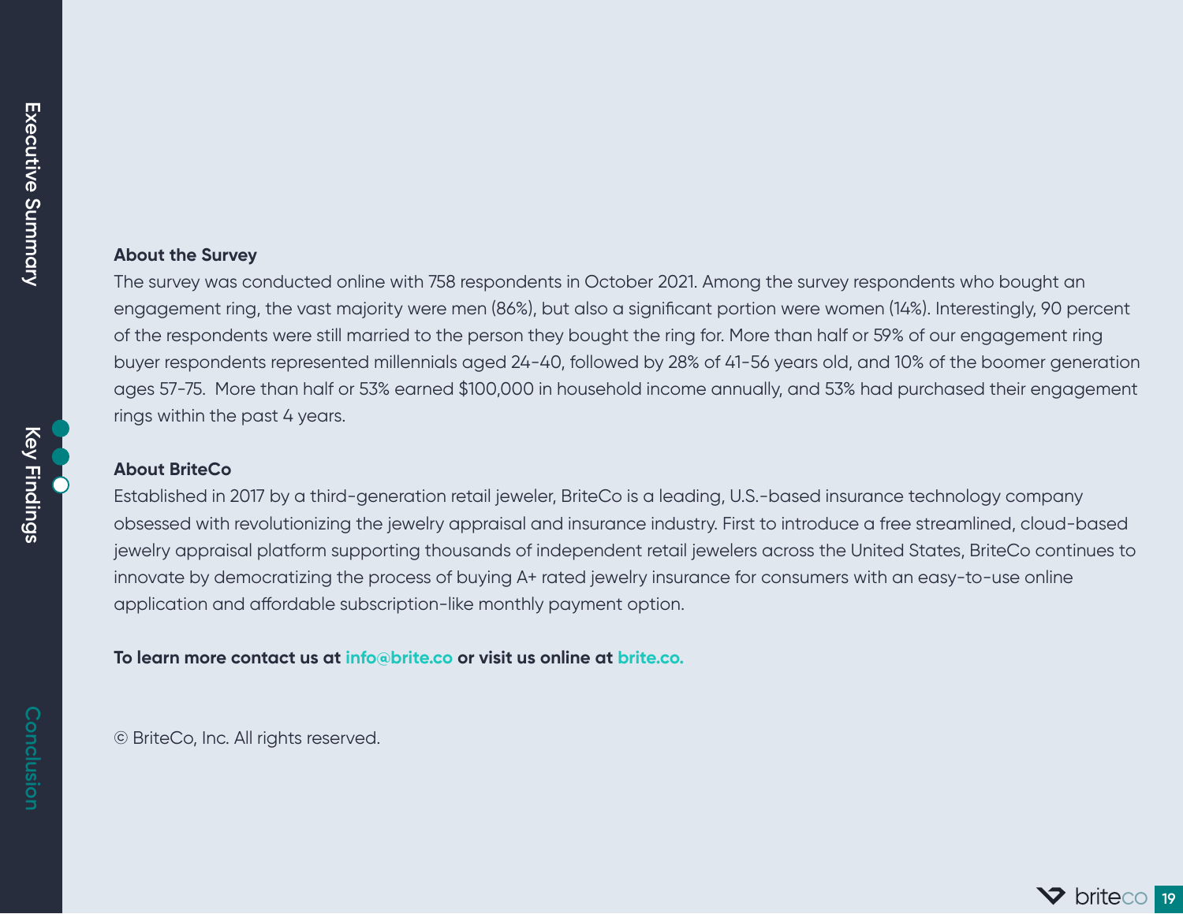**About the Survey**

The survey was conducted online with 758 respondents in October 2021. Among the survey respondents who bought an engagement ring, the vast majority were men (86%), but also a significant portion were women (14%). Interestingly, 90 percent of the respondents were still married to the person they bought the ring for. More than half or 59% of our engagement ring buyer respondents represented millennials aged 24-40, followed by 28% of 41-56 years old, and 10% of the boomer generation ages 57-75. More than half or 53% earned $100,000 in household income annually, and 53% had purchased their engagement rings within the past 4 years.

**About BriteCo**

Established in 2017 by a third-generation retail jeweler, BriteCo is a leading, U.S.-based insurance technology company obsessed with revolutionizing the jewelry appraisal and insurance industry. First to introduce a free streamlined, cloud-based jewelry appraisal platform supporting thousands of independent retail jewelers across the United States, BriteCo continues to innovate by democratizing the process of buying A+ rated jewelry insurance for consumers with an easy-to-use online application and affordable subscription-like monthly payment option.

**To learn more contact us at info@brite.co or visit us online at brite.co.**

© BriteCo, Inc. All rights reserved.